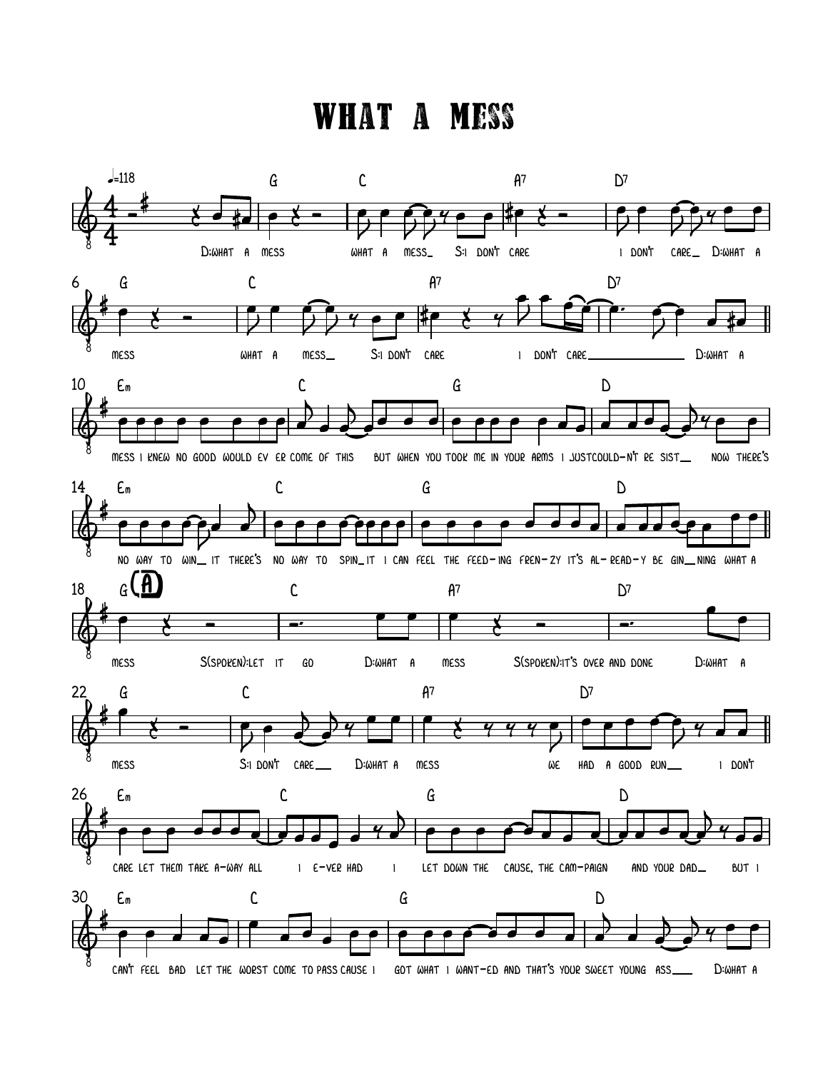# WHAT A MESS

♩=118

G C A7 D7

D:WHAT A MESS WHAT A MESS_ S:I DON'T CARE I DON'T CARE_ D:WHAT A

G C A7 D7

MESS WHAT A MESS_ S:I DON'T CARE I DON'T CARE_______ D:WHAT A

Em C G D

MESS I KNEW NO GOOD WOULD EV ER COME OF THIS BUT WHEN YOU TOOK ME IN YOUR ARMS I JUST COULD-N'T RE SIST_ NOW THERE'S

Em C G D

NO WAY TO WIN_ IT THERE'S NO WAY TO SPIN_ IT I CAN FEEL THE FEED-ING FREN-ZY IT'S AL-READ-Y BE GIN_NING WHAT A

**(A)**

G C A7 D7

MESS S(SPOKEN):LET IT GO D:WHAT A MESS S(SPOKEN):IT'S OVER AND DONE D:WHAT A

G C A7 D7

MESS S:I DON'T CARE_ D:WHAT A MESS WE HAD A GOOD RUN_ I DON'T

Em C G D

CARE LET THEM TAKE A-WAY ALL I E-VER HAD I LET DOWN THE CAUSE, THE CAM-PAIGN AND YOUR DAD_ BUT I

Em C G D

CAN'T FEEL BAD LET THE WORST COME TO PASS CAUSE I GOT WHAT I WANT-ED AND THAT'S YOUR SWEET YOUNG ASS_ D:WHAT A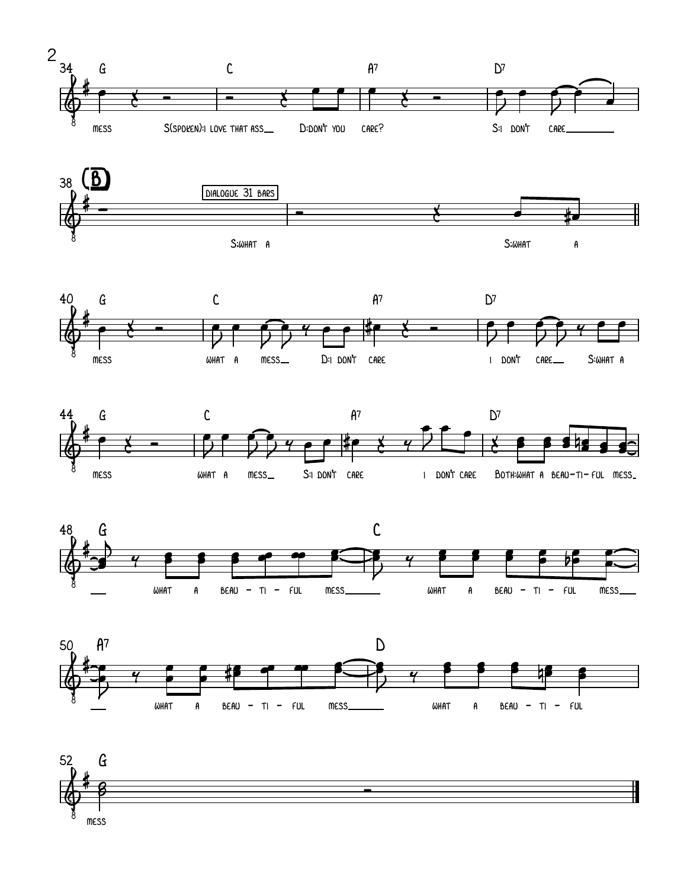34 G C A7 D7

mess S(spoken):I love that ass D:Don't you care? S:I don't care

38 B

Dialogue 31 bars

S:What a S:What a

40 G C A7 D7

mess what a mess D:I don't care I don't care S:What a

44 G C A7 D7

mess what a mess S:I don't care I don't care Both:What a beau-ti-ful mess

48 G C

what a beau - ti - ful mess what a beau - ti - ful mess

50 A7 D

what a beau - ti - ful mess what a beau - ti - ful

52 G

mess